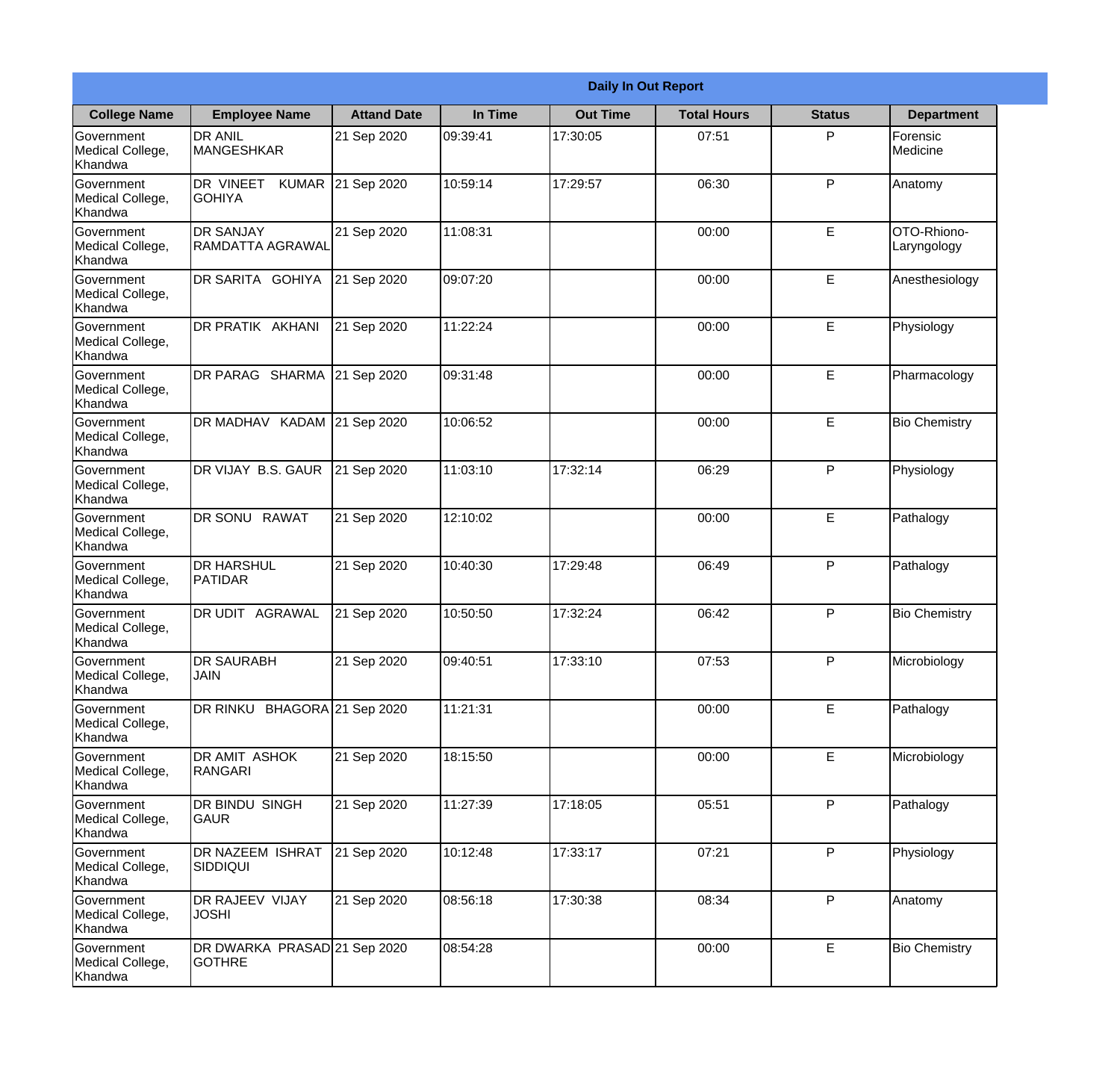| Daily In Out Report | | | | | | | |
|---|---|---|---|---|---|---|---|
| **College Name** | **Employee Name** | **Attand Date** | **In Time** | **Out Time** | **Total Hours** | **Status** | **Department** |
| Government Medical College, Khandwa | DR ANIL MANGESHKAR | 21 Sep 2020 | 09:39:41 | 17:30:05 | 07:51 | P | Forensic Medicine |
| Government Medical College, Khandwa | DR VINEET KUMAR GOHIYA | 21 Sep 2020 | 10:59:14 | 17:29:57 | 06:30 | P | Anatomy |
| Government Medical College, Khandwa | DR SANJAY RAMDATTA AGRAWAL | 21 Sep 2020 | 11:08:31 | | 00:00 | E | OTO-Rhiono-Laryngology |
| Government Medical College, Khandwa | DR SARITA GOHIYA | 21 Sep 2020 | 09:07:20 | | 00:00 | E | Anesthesiology |
| Government Medical College, Khandwa | DR PRATIK AKHANI | 21 Sep 2020 | 11:22:24 | | 00:00 | E | Physiology |
| Government Medical College, Khandwa | DR PARAG SHARMA | 21 Sep 2020 | 09:31:48 | | 00:00 | E | Pharmacology |
| Government Medical College, Khandwa | DR MADHAV KADAM | 21 Sep 2020 | 10:06:52 | | 00:00 | E | Bio Chemistry |
| Government Medical College, Khandwa | DR VIJAY B.S. GAUR | 21 Sep 2020 | 11:03:10 | 17:32:14 | 06:29 | P | Physiology |
| Government Medical College, Khandwa | DR SONU RAWAT | 21 Sep 2020 | 12:10:02 | | 00:00 | E | Pathalogy |
| Government Medical College, Khandwa | DR HARSHUL PATIDAR | 21 Sep 2020 | 10:40:30 | 17:29:48 | 06:49 | P | Pathalogy |
| Government Medical College, Khandwa | DR UDIT AGRAWAL | 21 Sep 2020 | 10:50:50 | 17:32:24 | 06:42 | P | Bio Chemistry |
| Government Medical College, Khandwa | DR SAURABH JAIN | 21 Sep 2020 | 09:40:51 | 17:33:10 | 07:53 | P | Microbiology |
| Government Medical College, Khandwa | DR RINKU BHAGORA | 21 Sep 2020 | 11:21:31 | | 00:00 | E | Pathalogy |
| Government Medical College, Khandwa | DR AMIT ASHOK RANGARI | 21 Sep 2020 | 18:15:50 | | 00:00 | E | Microbiology |
| Government Medical College, Khandwa | DR BINDU SINGH GAUR | 21 Sep 2020 | 11:27:39 | 17:18:05 | 05:51 | P | Pathalogy |
| Government Medical College, Khandwa | DR NAZEEM ISHRAT SIDDIQUI | 21 Sep 2020 | 10:12:48 | 17:33:17 | 07:21 | P | Physiology |
| Government Medical College, Khandwa | DR RAJEEV VIJAY JOSHI | 21 Sep 2020 | 08:56:18 | 17:30:38 | 08:34 | P | Anatomy |
| Government Medical College, Khandwa | DR DWARKA PRASAD GOTHRE | 21 Sep 2020 | 08:54:28 | | 00:00 | E | Bio Chemistry |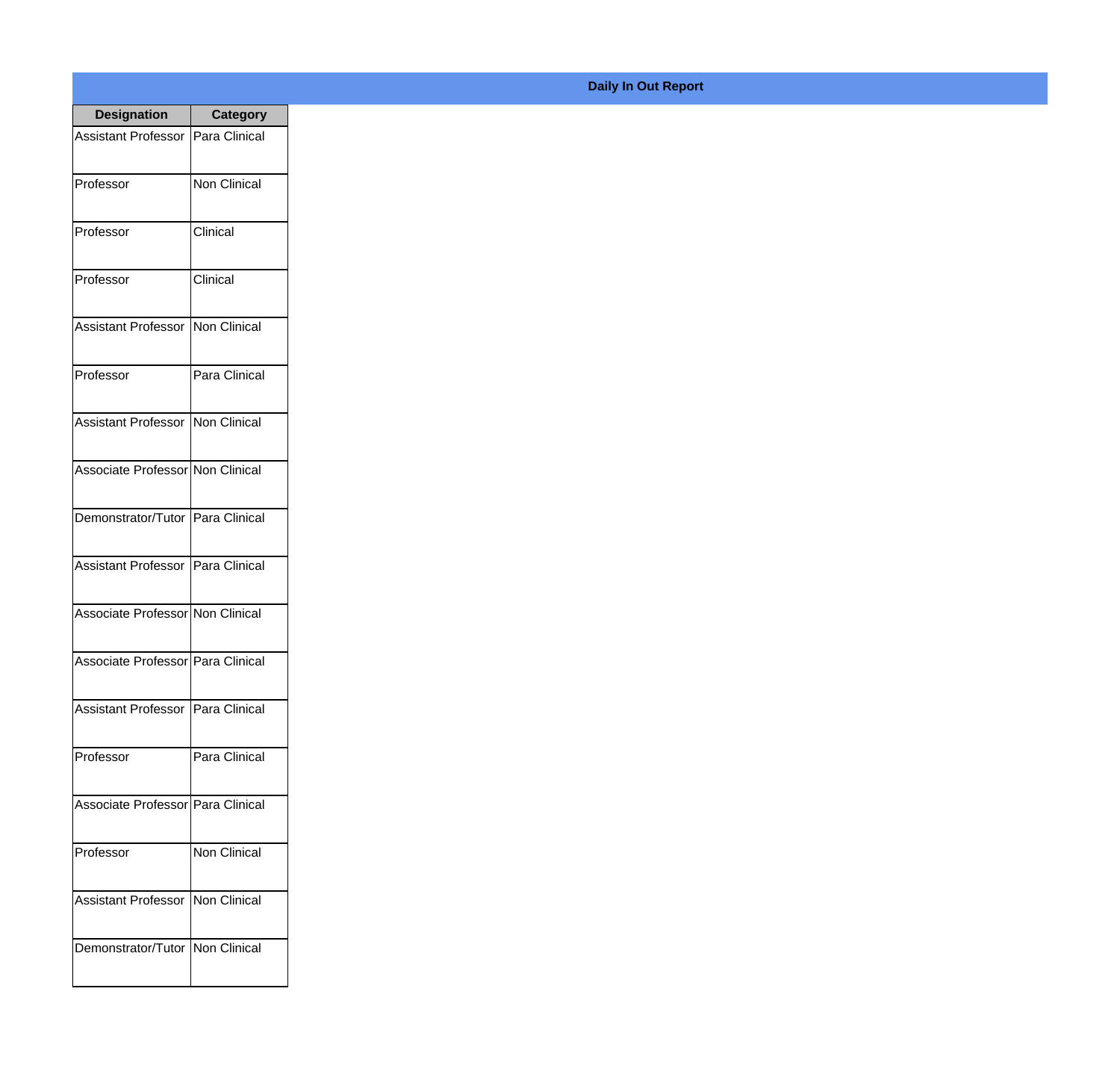**Daily In Out Report**

| Designation | Category |
| --- | --- |
| Assistant Professor | Para Clinical |
| Professor | Non Clinical |
| Professor | Clinical |
| Professor | Clinical |
| Assistant Professor | Non Clinical |
| Professor | Para Clinical |
| Assistant Professor | Non Clinical |
| Associate Professor | Non Clinical |
| Demonstrator/Tutor | Para Clinical |
| Assistant Professor | Para Clinical |
| Associate Professor | Non Clinical |
| Associate Professor | Para Clinical |
| Assistant Professor | Para Clinical |
| Professor | Para Clinical |
| Associate Professor | Para Clinical |
| Professor | Non Clinical |
| Assistant Professor | Non Clinical |
| Demonstrator/Tutor | Non Clinical |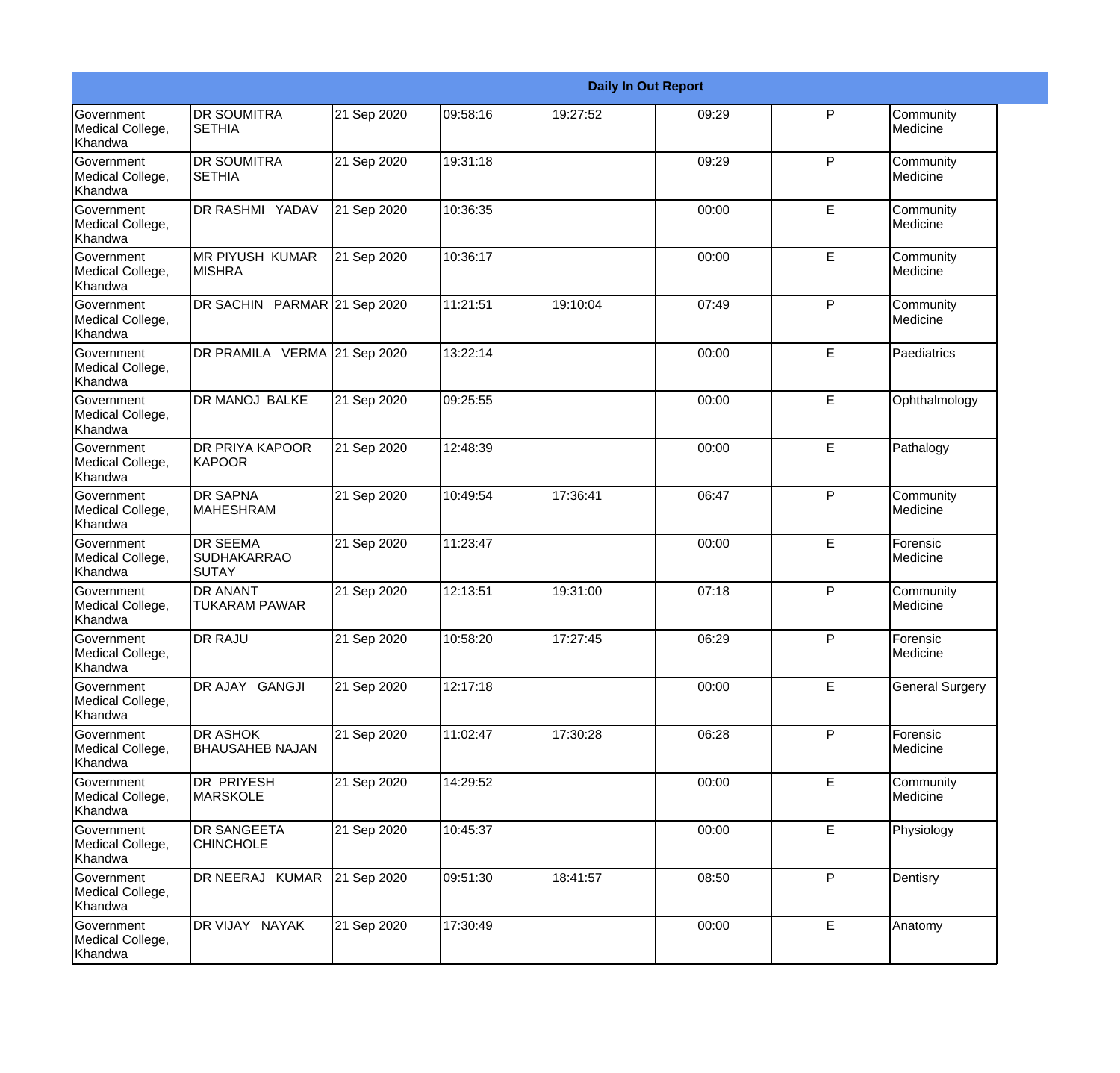| Daily In Out Report | | | | | | | |
|---|---|---|---|---|---|---|---|
| Government Medical College, Khandwa | DR SOUMITRA SETHIA | 21 Sep 2020 | 09:58:16 | 19:27:52 | 09:29 | P | Community Medicine |
| Government Medical College, Khandwa | DR SOUMITRA SETHIA | 21 Sep 2020 | 19:31:18 | | 09:29 | P | Community Medicine |
| Government Medical College, Khandwa | DR RASHMI YADAV | 21 Sep 2020 | 10:36:35 | | 00:00 | E | Community Medicine |
| Government Medical College, Khandwa | MR PIYUSH KUMAR MISHRA | 21 Sep 2020 | 10:36:17 | | 00:00 | E | Community Medicine |
| Government Medical College, Khandwa | DR SACHIN PARMAR | 21 Sep 2020 | 11:21:51 | 19:10:04 | 07:49 | P | Community Medicine |
| Government Medical College, Khandwa | DR PRAMILA VERMA | 21 Sep 2020 | 13:22:14 | | 00:00 | E | Paediatrics |
| Government Medical College, Khandwa | DR MANOJ BALKE | 21 Sep 2020 | 09:25:55 | | 00:00 | E | Ophthalmology |
| Government Medical College, Khandwa | DR PRIYA KAPOOR KAPOOR | 21 Sep 2020 | 12:48:39 | | 00:00 | E | Pathalogy |
| Government Medical College, Khandwa | DR SAPNA MAHESHRAM | 21 Sep 2020 | 10:49:54 | 17:36:41 | 06:47 | P | Community Medicine |
| Government Medical College, Khandwa | DR SEEMA SUDHAKARRAO SUTAY | 21 Sep 2020 | 11:23:47 | | 00:00 | E | Forensic Medicine |
| Government Medical College, Khandwa | DR ANANT TUKARAM PAWAR | 21 Sep 2020 | 12:13:51 | 19:31:00 | 07:18 | P | Community Medicine |
| Government Medical College, Khandwa | DR RAJU | 21 Sep 2020 | 10:58:20 | 17:27:45 | 06:29 | P | Forensic Medicine |
| Government Medical College, Khandwa | DR AJAY GANGJI | 21 Sep 2020 | 12:17:18 | | 00:00 | E | General Surgery |
| Government Medical College, Khandwa | DR ASHOK BHAUSAHEB NAJAN | 21 Sep 2020 | 11:02:47 | 17:30:28 | 06:28 | P | Forensic Medicine |
| Government Medical College, Khandwa | DR PRIYESH MARSKOLE | 21 Sep 2020 | 14:29:52 | | 00:00 | E | Community Medicine |
| Government Medical College, Khandwa | DR SANGEETA CHINCHOLE | 21 Sep 2020 | 10:45:37 | | 00:00 | E | Physiology |
| Government Medical College, Khandwa | DR NEERAJ KUMAR | 21 Sep 2020 | 09:51:30 | 18:41:57 | 08:50 | P | Dentisry |
| Government Medical College, Khandwa | DR VIJAY NAYAK | 21 Sep 2020 | 17:30:49 | | 00:00 | E | Anatomy |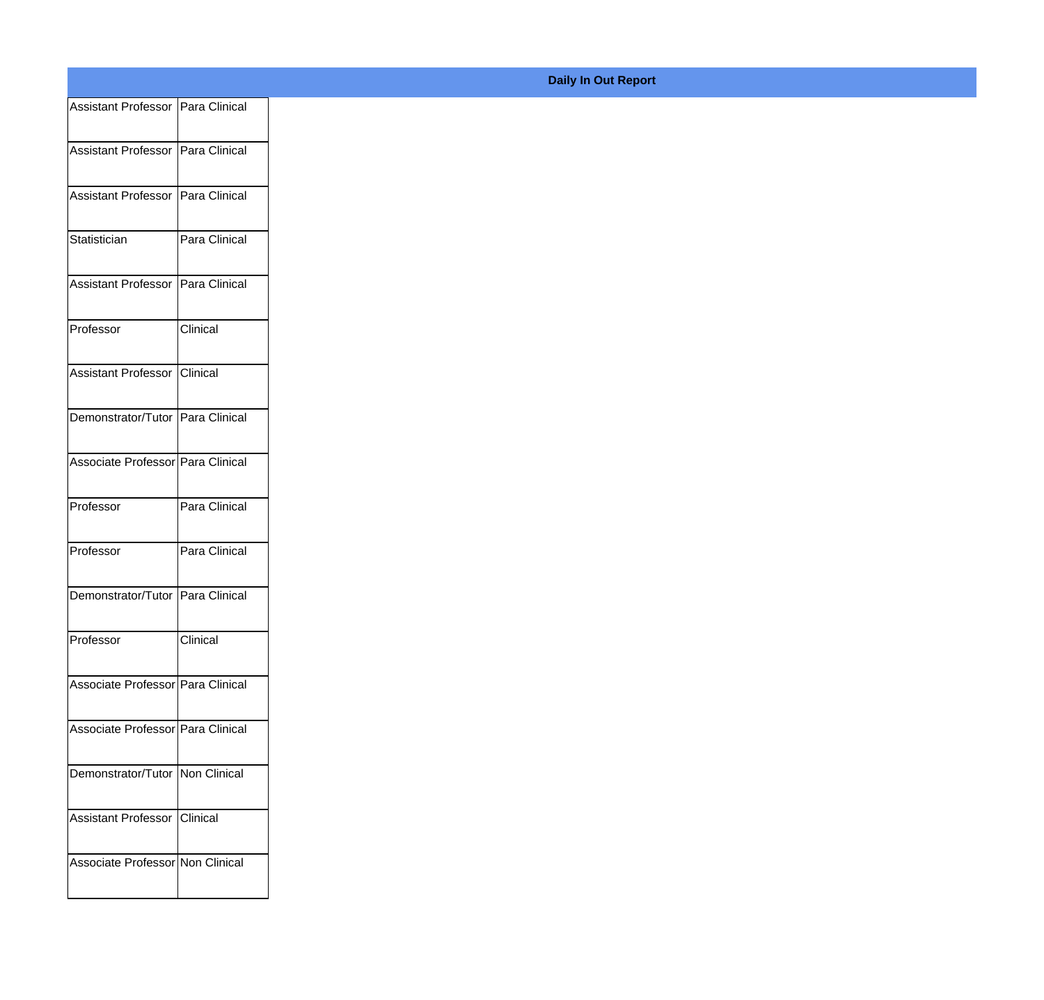**Daily In Out Report**

| | |
|---|---|
| Assistant Professor | Para Clinical |
| Assistant Professor | Para Clinical |
| Assistant Professor | Para Clinical |
| Statistician | Para Clinical |
| Assistant Professor | Para Clinical |
| Professor | Clinical |
| Assistant Professor | Clinical |
| Demonstrator/Tutor | Para Clinical |
| Associate Professor | Para Clinical |
| Professor | Para Clinical |
| Professor | Para Clinical |
| Demonstrator/Tutor | Para Clinical |
| Professor | Clinical |
| Associate Professor | Para Clinical |
| Associate Professor | Para Clinical |
| Demonstrator/Tutor | Non Clinical |
| Assistant Professor | Clinical |
| Associate Professor | Non Clinical |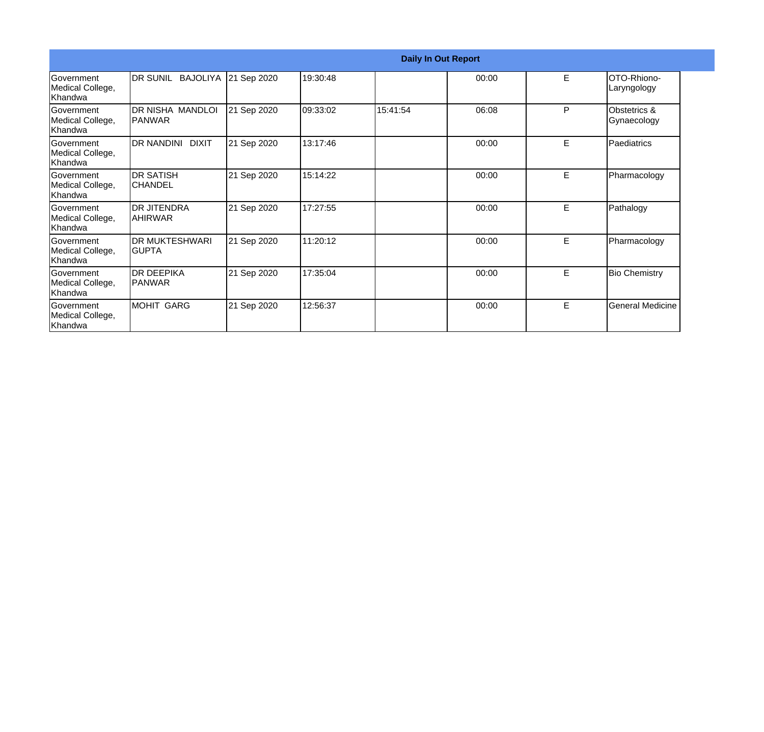| Daily In Out Report | | | | | | | |
|---|---|---|---|---|---|---|---|
| Government Medical College, Khandwa | DR SUNIL BAJOLIYA | 21 Sep 2020 | 19:30:48 | | 00:00 | E | OTO-Rhiono-Laryngology |
| Government Medical College, Khandwa | DR NISHA MANDLOI PANWAR | 21 Sep 2020 | 09:33:02 | 15:41:54 | 06:08 | P | Obstetrics & Gynaecology |
| Government Medical College, Khandwa | DR NANDINI DIXIT | 21 Sep 2020 | 13:17:46 | | 00:00 | E | Paediatrics |
| Government Medical College, Khandwa | DR SATISH CHANDEL | 21 Sep 2020 | 15:14:22 | | 00:00 | E | Pharmacology |
| Government Medical College, Khandwa | DR JITENDRA AHIRWAR | 21 Sep 2020 | 17:27:55 | | 00:00 | E | Pathalogy |
| Government Medical College, Khandwa | DR MUKTESHWARI GUPTA | 21 Sep 2020 | 11:20:12 | | 00:00 | E | Pharmacology |
| Government Medical College, Khandwa | DR DEEPIKA PANWAR | 21 Sep 2020 | 17:35:04 | | 00:00 | E | Bio Chemistry |
| Government Medical College, Khandwa | MOHIT GARG | 21 Sep 2020 | 12:56:37 | | 00:00 | E | General Medicine |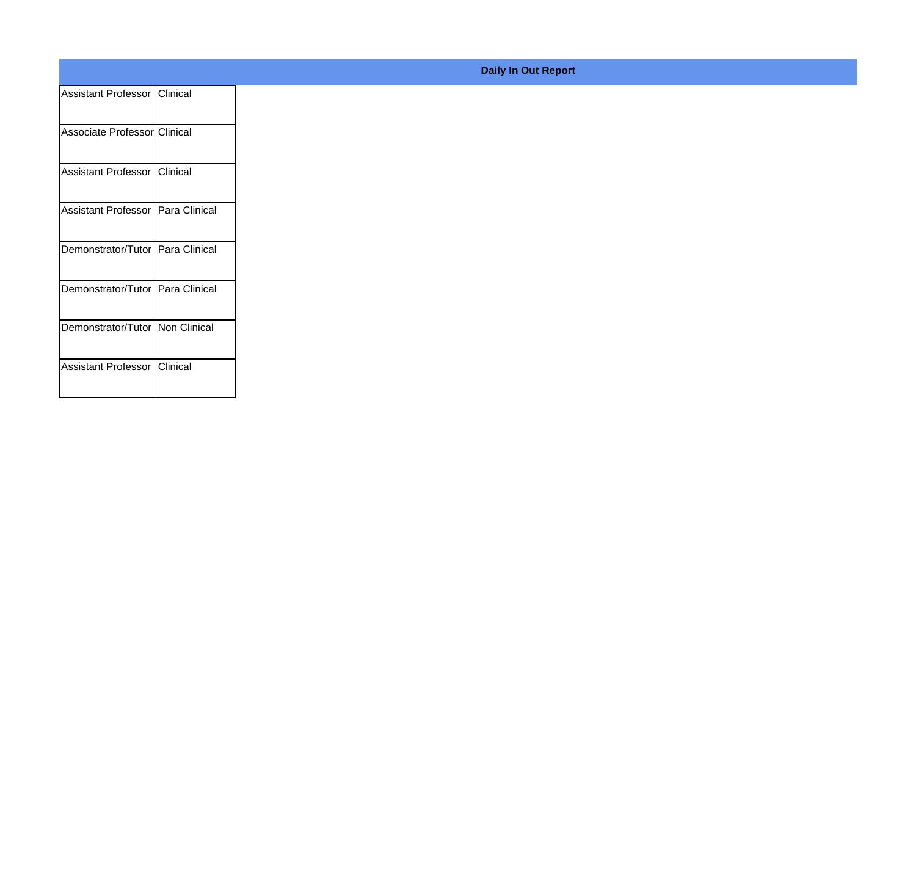**Daily In Out Report**

| | |
|---|---|
| Assistant Professor | Clinical |
| Associate Professor | Clinical |
| Assistant Professor | Clinical |
| Assistant Professor | Para Clinical |
| Demonstrator/Tutor | Para Clinical |
| Demonstrator/Tutor | Para Clinical |
| Demonstrator/Tutor | Non Clinical |
| Assistant Professor | Clinical |